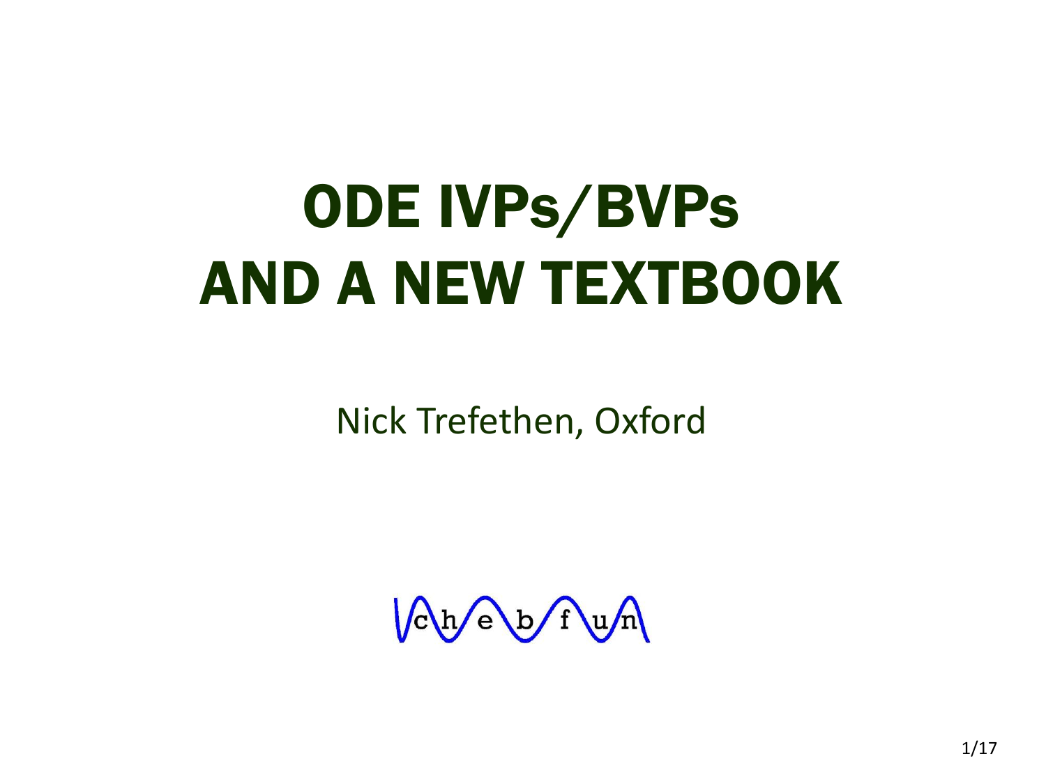# ODE IVPs/BVPs
# AND A NEW TEXTBOOK

Nick Trefethen, Oxford

chebfun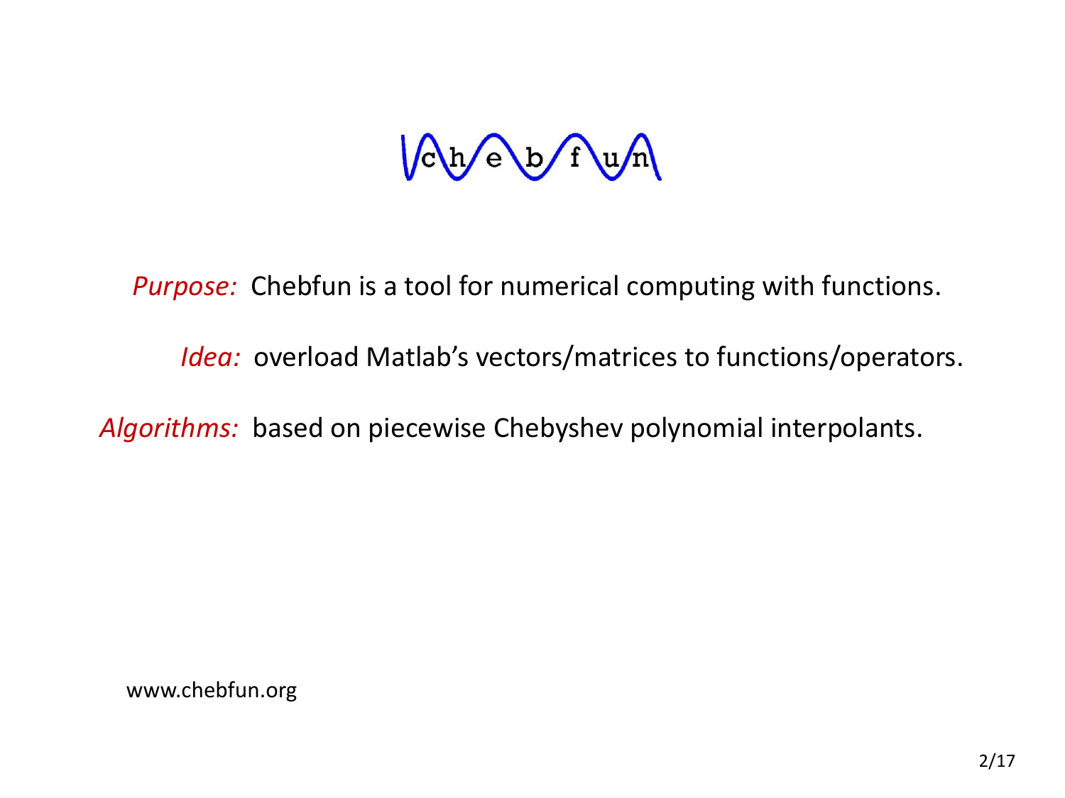# chebfun

*Purpose:* Chebfun is a tool for numerical computing with functions.

*Idea:* overload Matlab's vectors/matrices to functions/operators.

*Algorithms:* based on piecewise Chebyshev polynomial interpolants.

www.chebfun.org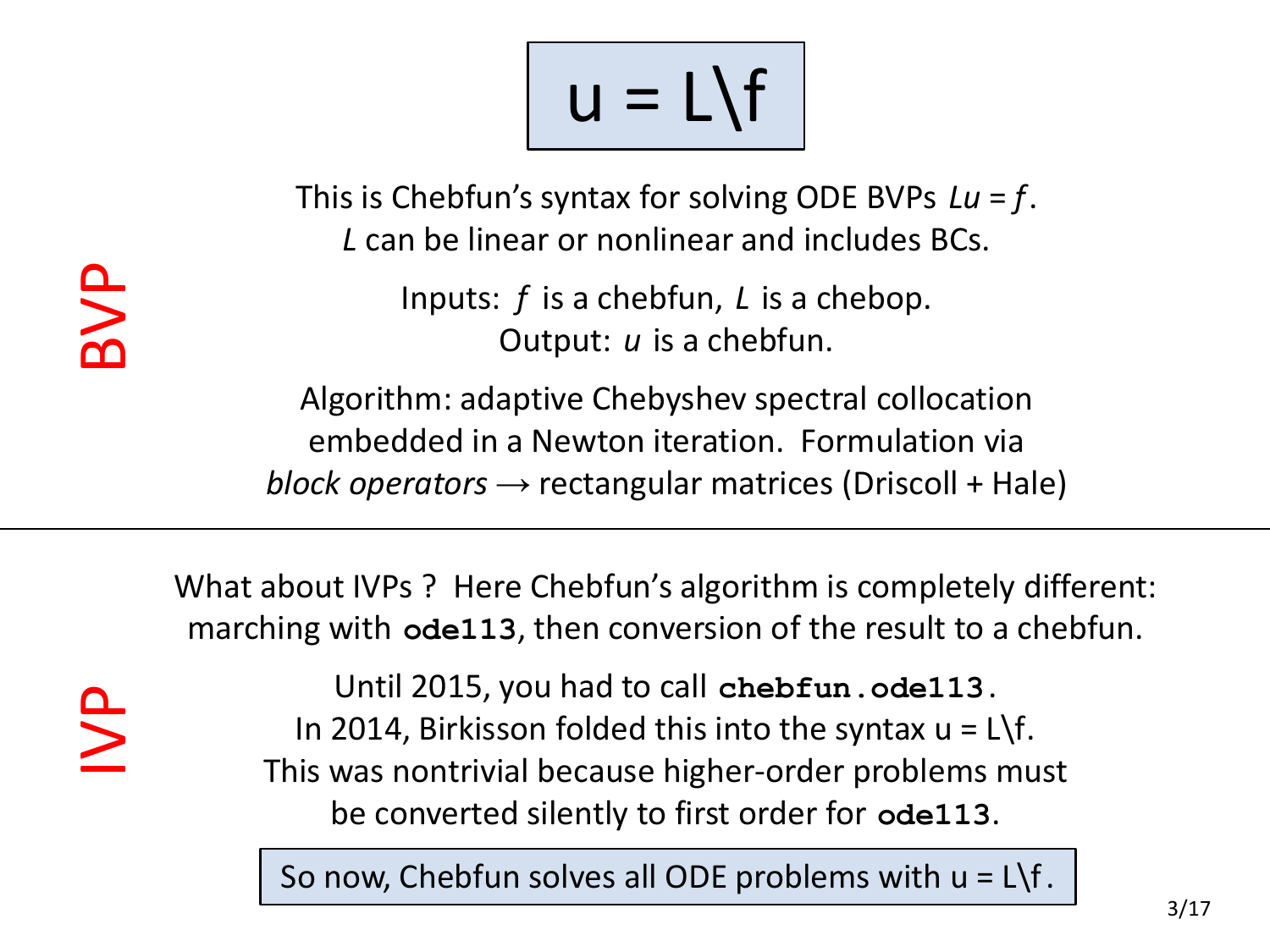# u = L\f

## BVP

This is Chebfun's syntax for solving ODE BVPs $Lu = f$.
$L$ can be linear or nonlinear and includes BCs.

Inputs: $f$ is a chebfun, $L$ is a chebop.
Output: $u$ is a chebfun.

Algorithm: adaptive Chebyshev spectral collocation embedded in a Newton iteration. Formulation via *block operators* → rectangular matrices (Driscoll + Hale)

---

## IVP

What about IVPs ? Here Chebfun's algorithm is completely different: marching with **`ode113`**, then conversion of the result to a chebfun.

Until 2015, you had to call **`chebfun.ode113`**.
In 2014, Birkisson folded this into the syntax u = L\f.
This was nontrivial because higher-order problems must be converted silently to first order for **`ode113`**.

So now, Chebfun solves all ODE problems with u = L\f.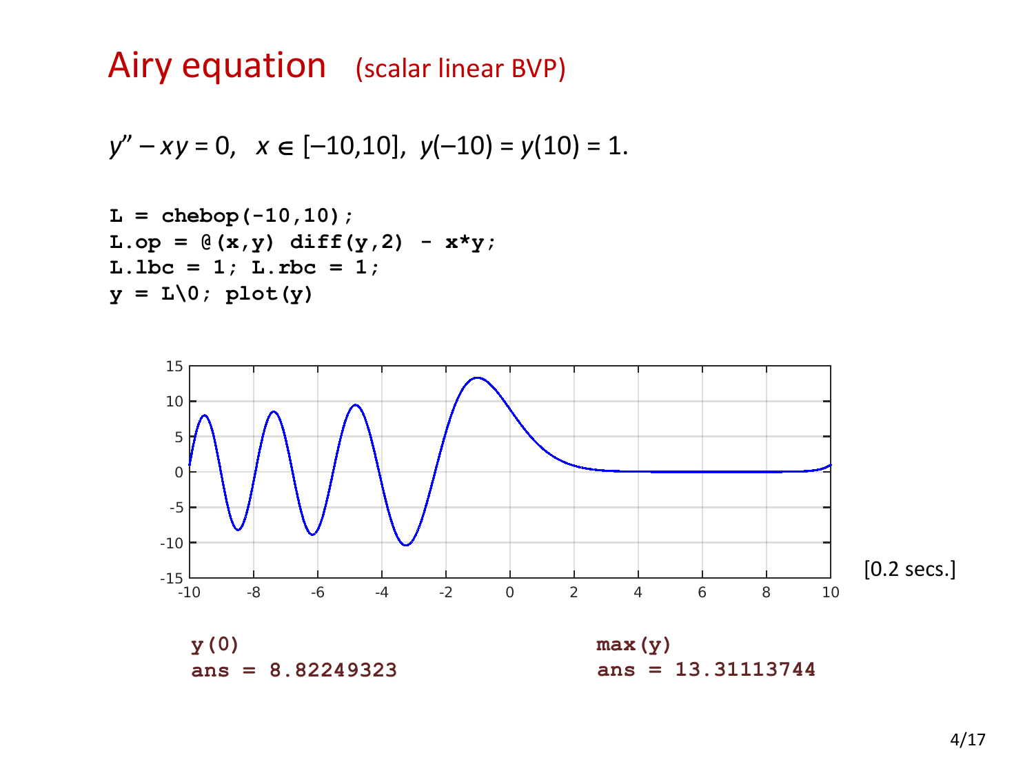# Airy equation (scalar linear BVP)

$y'' - xy = 0, \quad x \in [-10,10], \; y(-10) = y(10) = 1.$

```
L = chebop(-10,10);
L.op = @(x,y) diff(y,2) - x*y;
L.lbc = 1; L.rbc = 1;
y = L\0; plot(y)
```

[0.2 secs.]

```
y(0)
ans = 8.82249323
```

```
max(y)
ans = 13.31113744
```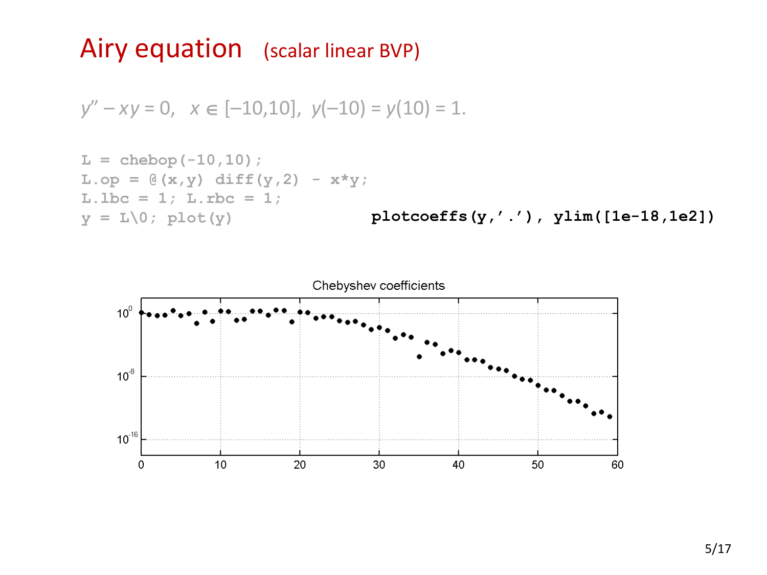# Airy equation (scalar linear BVP)

$y'' - xy = 0, \quad x \in [-10,10], \; y(-10) = y(10) = 1.$

```
L = chebop(-10,10);
L.op = @(x,y) diff(y,2) - x*y;
L.lbc = 1; L.rbc = 1;
y = L\0; plot(y)
```

```
plotcoeffs(y,'.'), ylim([1e-18,1e2])
```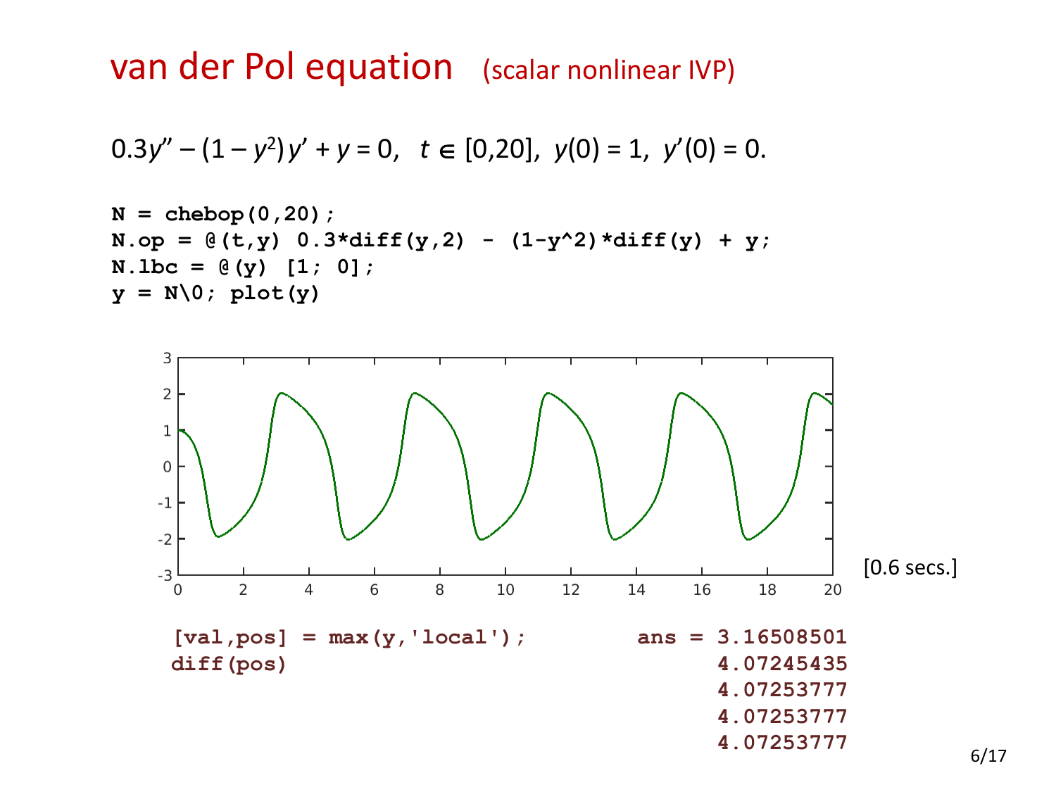# van der Pol equation (scalar nonlinear IVP)

$$0.3y'' - (1 - y^2)\,y' + y = 0, \quad t \in [0,20], \; y(0) = 1, \; y'(0) = 0.$$

```
N = chebop(0,20);
N.op = @(t,y) 0.3*diff(y,2) - (1-y^2)*diff(y) + y;
N.lbc = @(y) [1; 0];
y = N\0; plot(y)
```

[0.6 secs.]

```
[val,pos] = max(y,'local');
diff(pos)
```

```
ans = 3.16508501
      4.07245435
      4.07253777
      4.07253777
      4.07253777
```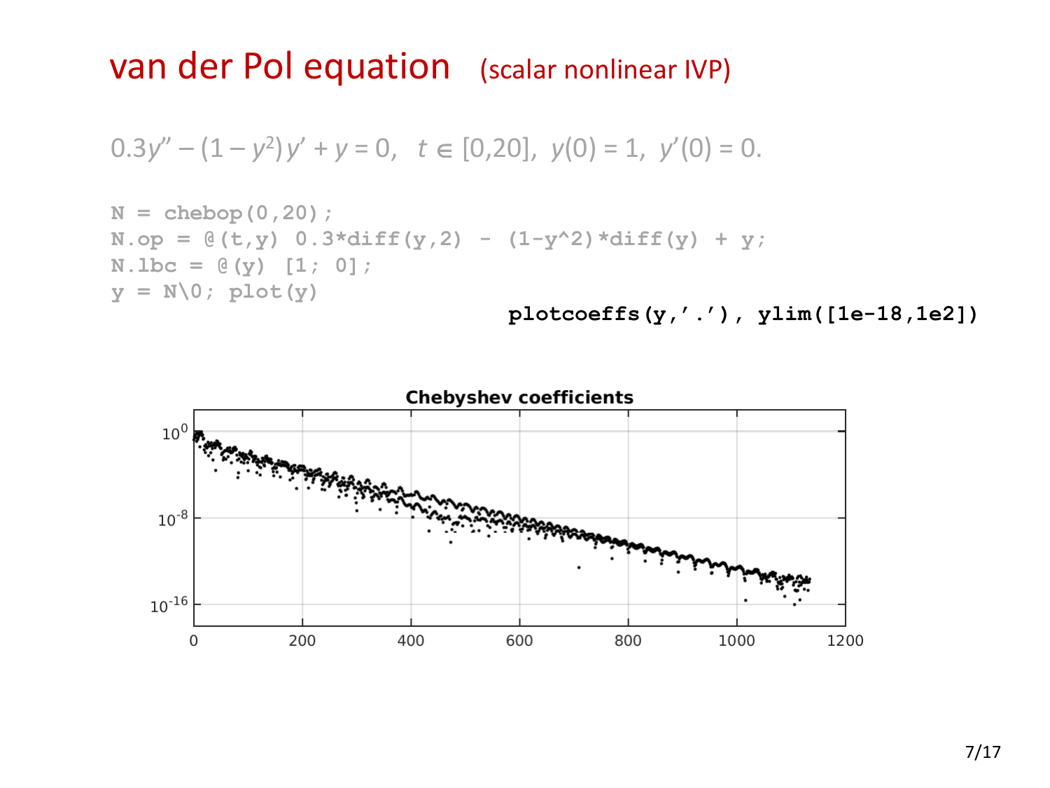# van der Pol equation (scalar nonlinear IVP)

$$0.3y'' - (1 - y^2)y' + y = 0, \quad t \in [0,20], \; y(0) = 1, \; y'(0) = 0.$$

```
N = chebop(0,20);
N.op = @(t,y) 0.3*diff(y,2) - (1-y^2)*diff(y) + y;
N.lbc = @(y) [1; 0];
y = N\0; plot(y)
```

```
plotcoeffs(y,'.'), ylim([1e-18,1e2])
```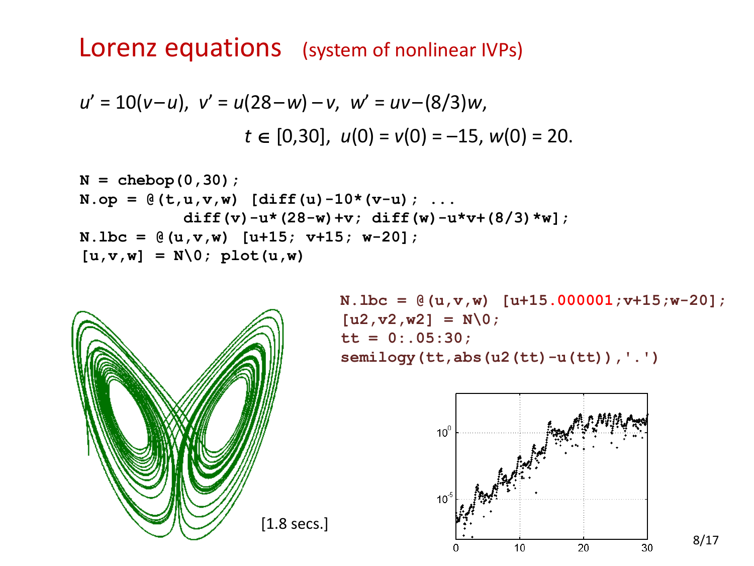# Lorenz equations (system of nonlinear IVPs)

$$u' = 10(v-u), \;\; v' = u(28-w) - v, \;\; w' = uv - (8/3)w,$$

$$t \in [0,30], \;\; u(0) = v(0) = -15, \; w(0) = 20.$$

```
N = chebop(0,30);
N.op = @(t,u,v,w) [diff(u)-10*(v-u); ...
          diff(v)-u*(28-w)+v; diff(w)-u*v+(8/3)*w];
N.lbc = @(u,v,w) [u+15; v+15; w-20];
[u,v,w] = N\0; plot(u,w)
```

[1.8 secs.]

```
N.lbc = @(u,v,w) [u+15.000001;v+15;w-20];
[u2,v2,w2] = N\0;
tt = 0:.05:30;
semilogy(tt,abs(u2(tt)-u(tt)),'.')
```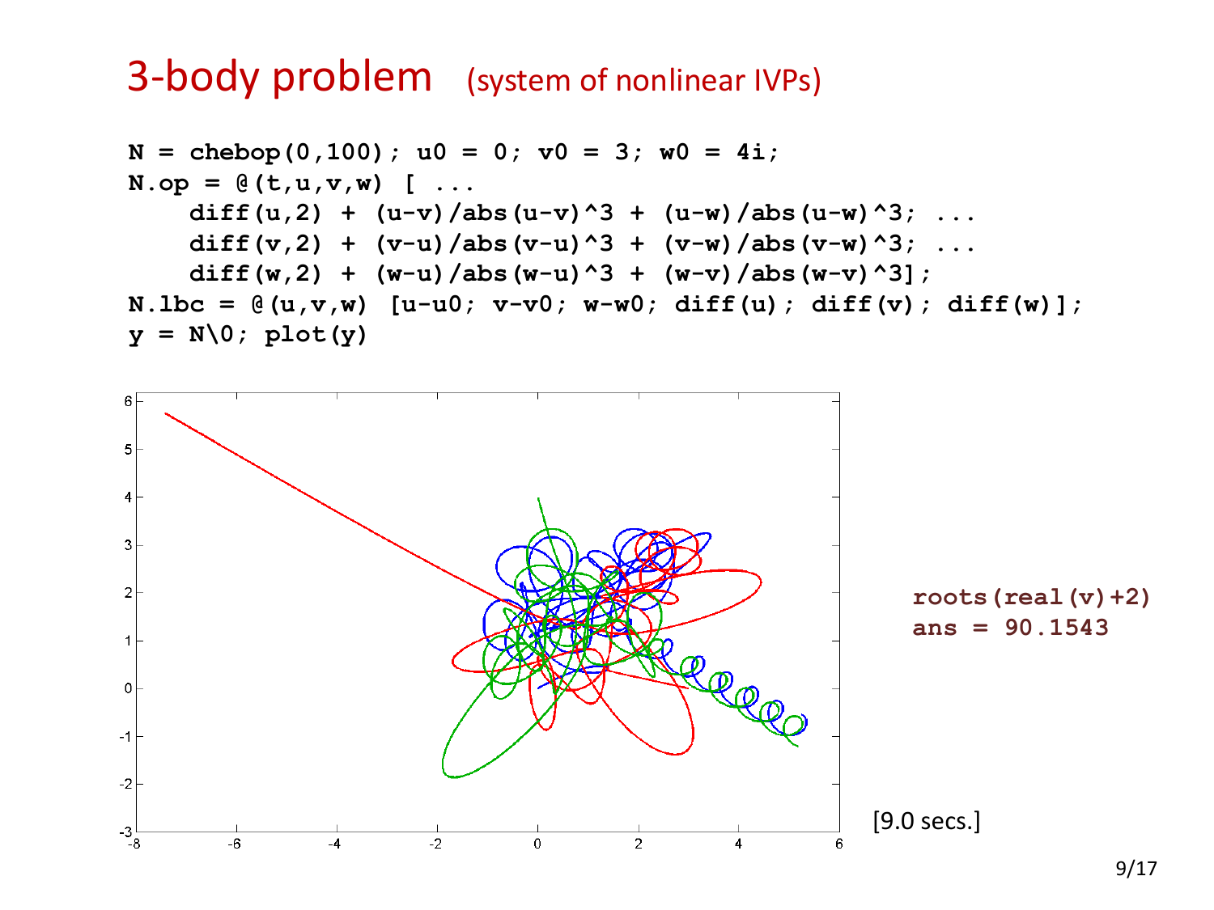# 3-body problem (system of nonlinear IVPs)

```
N = chebop(0,100); u0 = 0; v0 = 3; w0 = 4i;
N.op = @(t,u,v,w) [ ...
    diff(u,2) + (u-v)/abs(u-v)^3 + (u-w)/abs(u-w)^3; ...
    diff(v,2) + (v-u)/abs(v-u)^3 + (v-w)/abs(v-w)^3; ...
    diff(w,2) + (w-u)/abs(w-u)^3 + (w-v)/abs(w-v)^3];
N.lbc = @(u,v,w) [u-u0; v-v0; w-w0; diff(u); diff(v); diff(w)];
y = N\0; plot(y)
```

```
roots(real(v)+2)
ans = 90.1543
```

[9.0 secs.]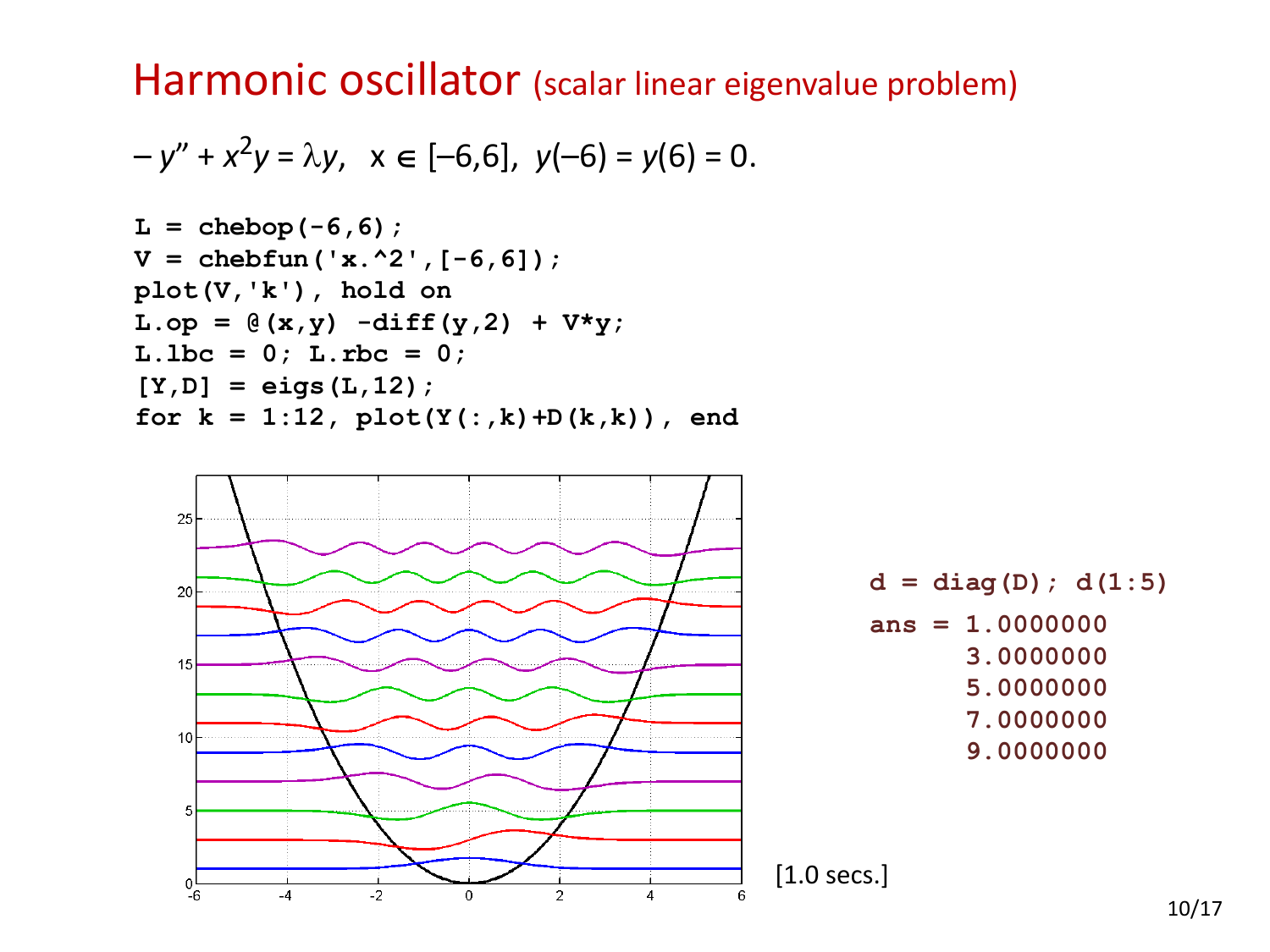# Harmonic oscillator (scalar linear eigenvalue problem)

$$-y'' + x^2 y = \lambda y, \quad x \in [-6,6], \; y(-6) = y(6) = 0.$$

```
L = chebop(-6,6);
V = chebfun('x.^2',[-6,6]);
plot(V,'k'), hold on
L.op = @(x,y) -diff(y,2) + V*y;
L.lbc = 0; L.rbc = 0;
[Y,D] = eigs(L,12);
for k = 1:12, plot(Y(:,k)+D(k,k)), end
```

```
d = diag(D); d(1:5)
ans = 1.0000000
      3.0000000
      5.0000000
      7.0000000
      9.0000000
```

[1.0 secs.]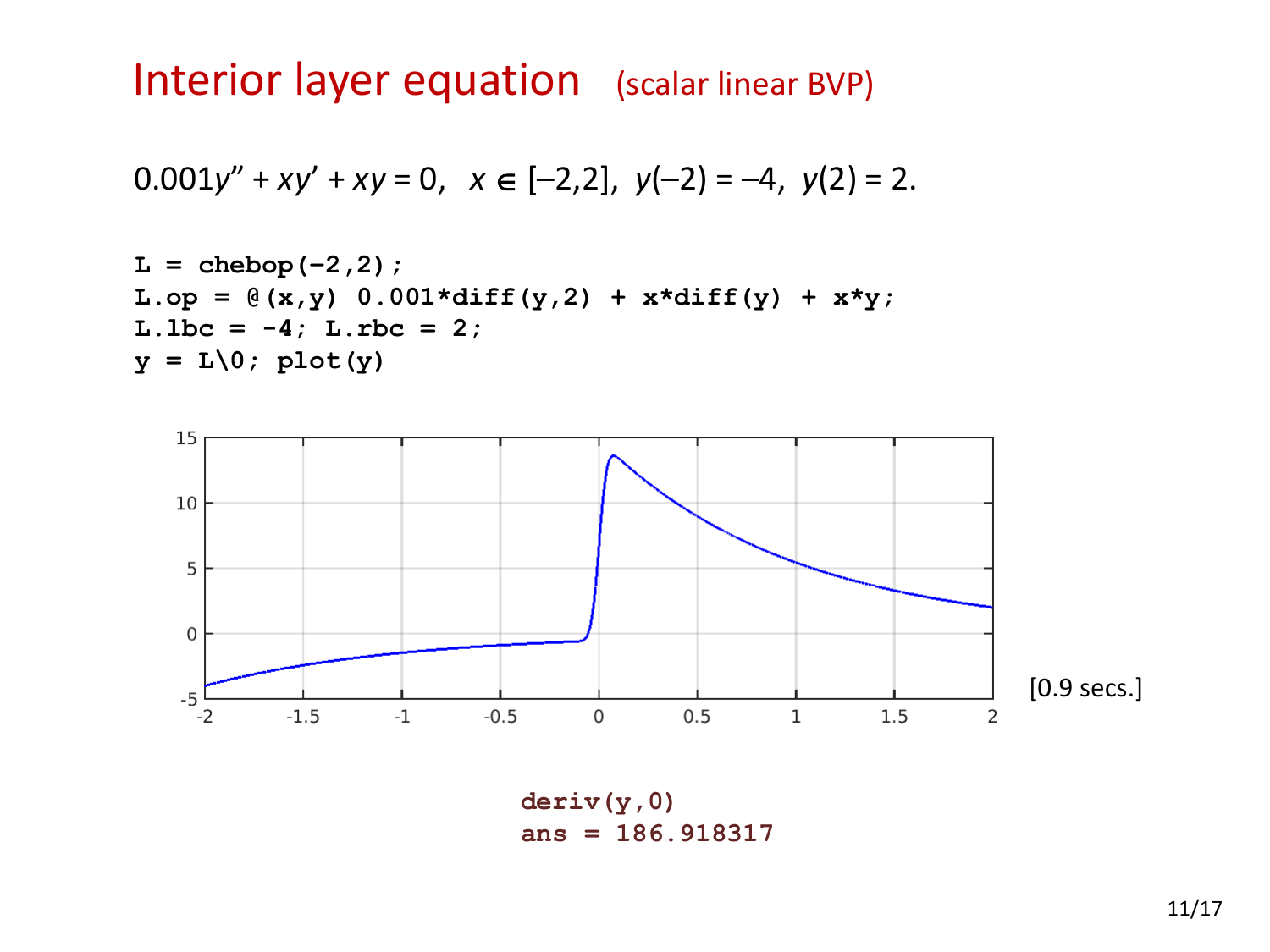# Interior layer equation (scalar linear BVP)

$$0.001y'' + xy' + xy = 0, \quad x \in [-2,2], \; y(-2) = -4, \; y(2) = 2.$$

```
L = chebop(-2,2);
L.op = @(x,y) 0.001*diff(y,2) + x*diff(y) + x*y;
L.lbc = -4; L.rbc = 2;
y = L\0; plot(y)
```

[0.9 secs.]

```
deriv(y,0)
ans = 186.918317
```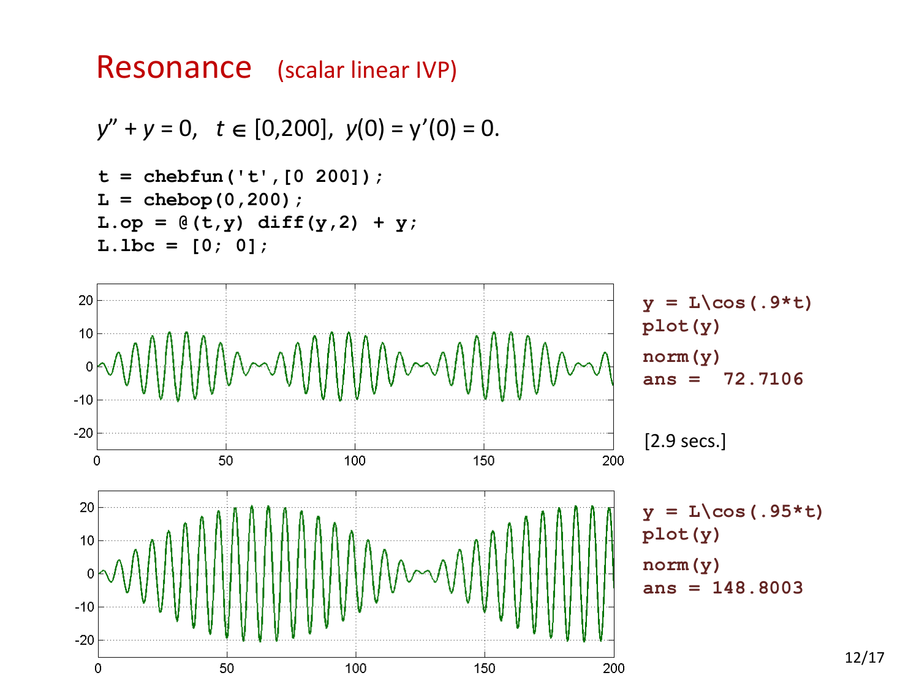# Resonance (scalar linear IVP)

$y'' + y = 0, \quad t \in [0,200], \; y(0) = y'(0) = 0.$

```
t = chebfun('t',[0 200]);
L = chebop(0,200);
L.op = @(t,y) diff(y,2) + y;
L.lbc = [0; 0];
```

```
y = L\cos(.9*t)
plot(y)
norm(y)
ans =   72.7106
```

[2.9 secs.]

```
y = L\cos(.95*t)
plot(y)
norm(y)
ans = 148.8003
```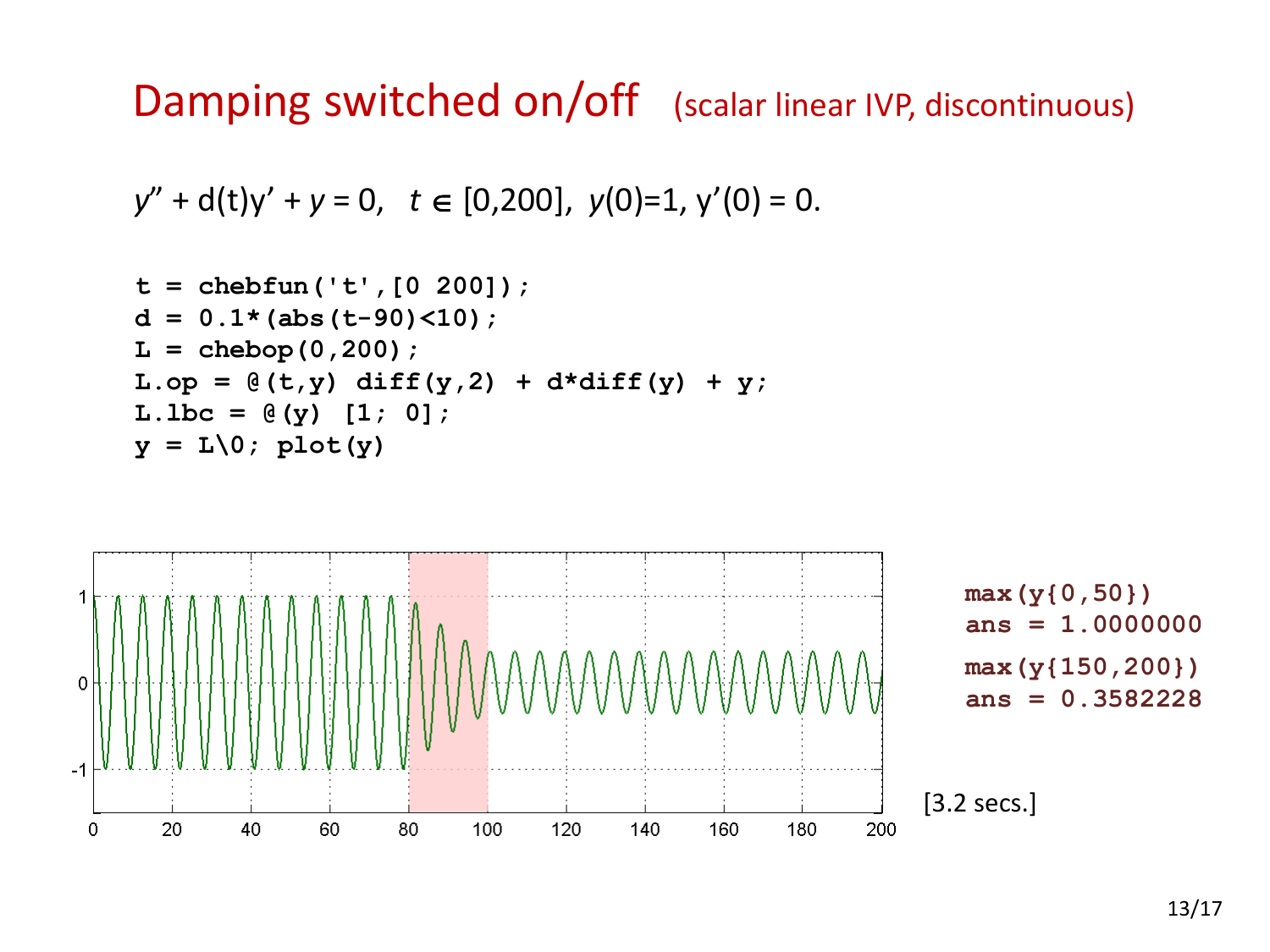# Damping switched on/off (scalar linear IVP, discontinuous)

$y'' + \mathrm{d}(t)y' + y = 0, \quad t \in [0,200], \; y(0)=1, \; y'(0) = 0.$

```
t = chebfun('t',[0 200]);
d = 0.1*(abs(t-90)<10);
L = chebop(0,200);
L.op = @(t,y) diff(y,2) + d*diff(y) + y;
L.lbc = @(y) [1; 0];
y = L\0; plot(y)
```

```
max(y{0,50})
ans = 1.0000000
max(y{150,200})
ans = 0.3582228
```

[3.2 secs.]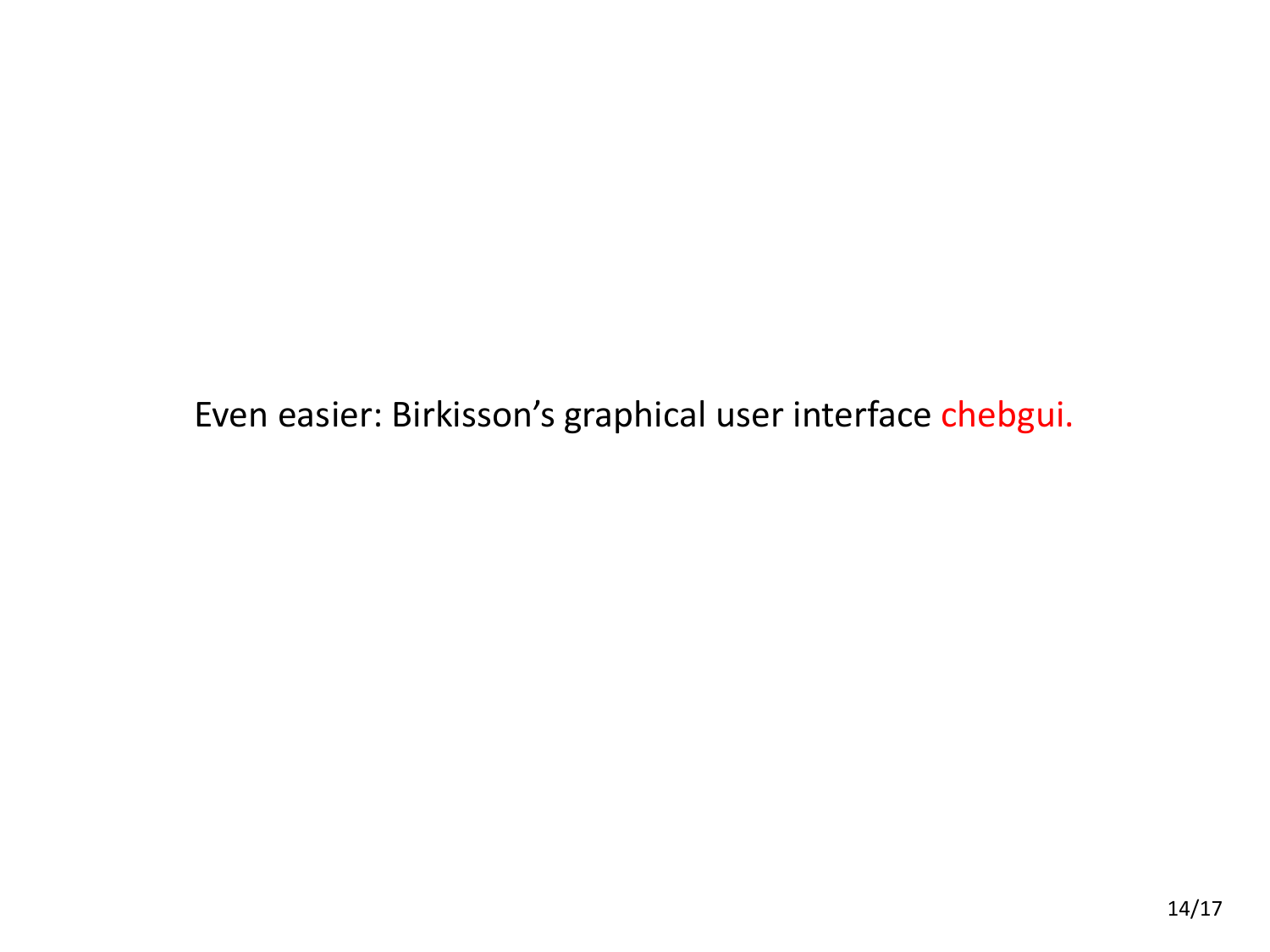Even easier: Birkisson's graphical user interface chebgui.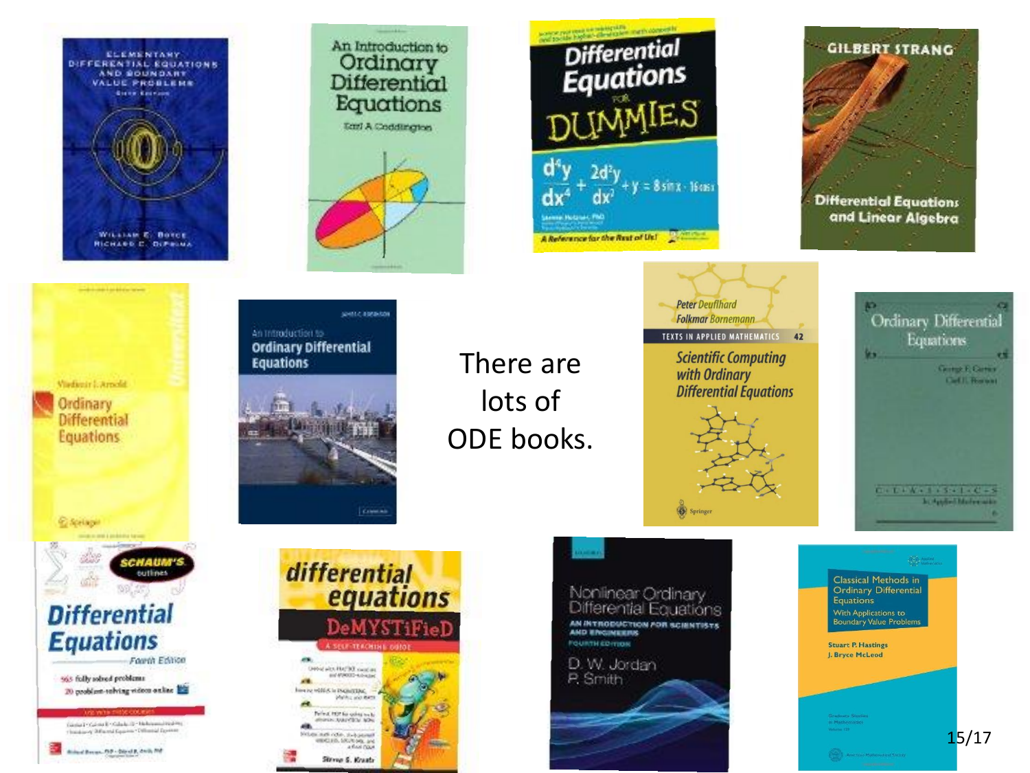There are lots of ODE books.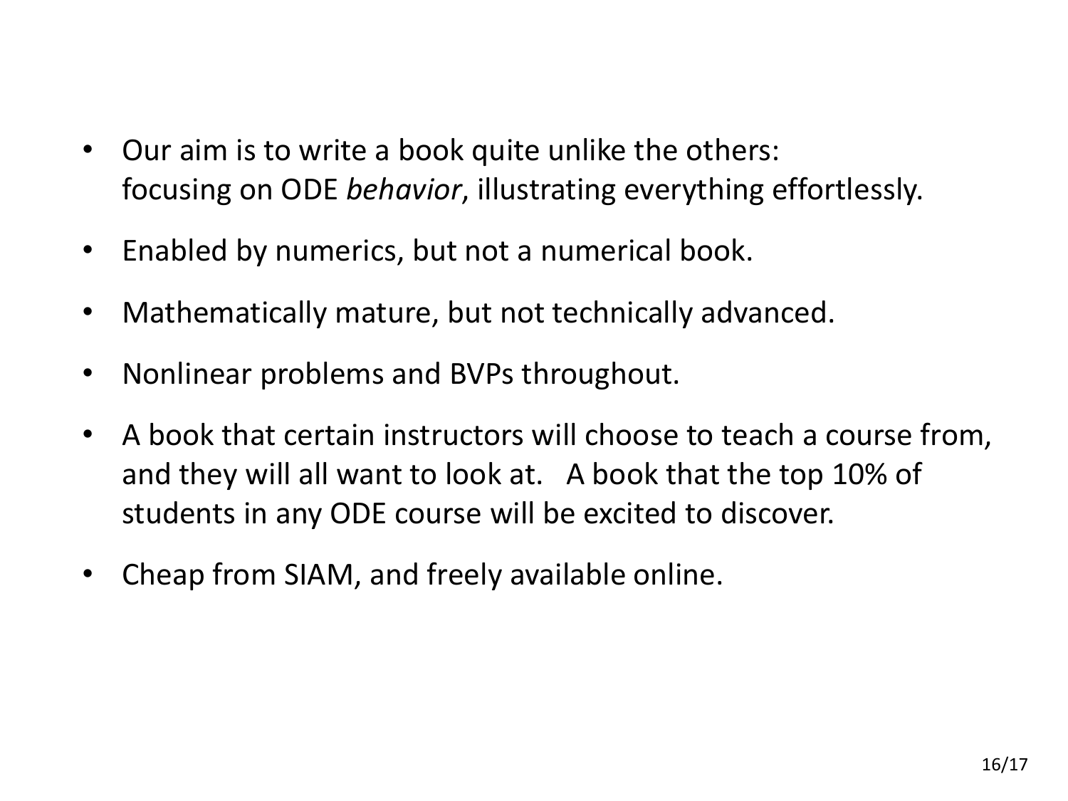- Our aim is to write a book quite unlike the others: focusing on ODE *behavior*, illustrating everything effortlessly.
- Enabled by numerics, but not a numerical book.
- Mathematically mature, but not technically advanced.
- Nonlinear problems and BVPs throughout.
- A book that certain instructors will choose to teach a course from, and they will all want to look at. A book that the top 10% of students in any ODE course will be excited to discover.
- Cheap from SIAM, and freely available online.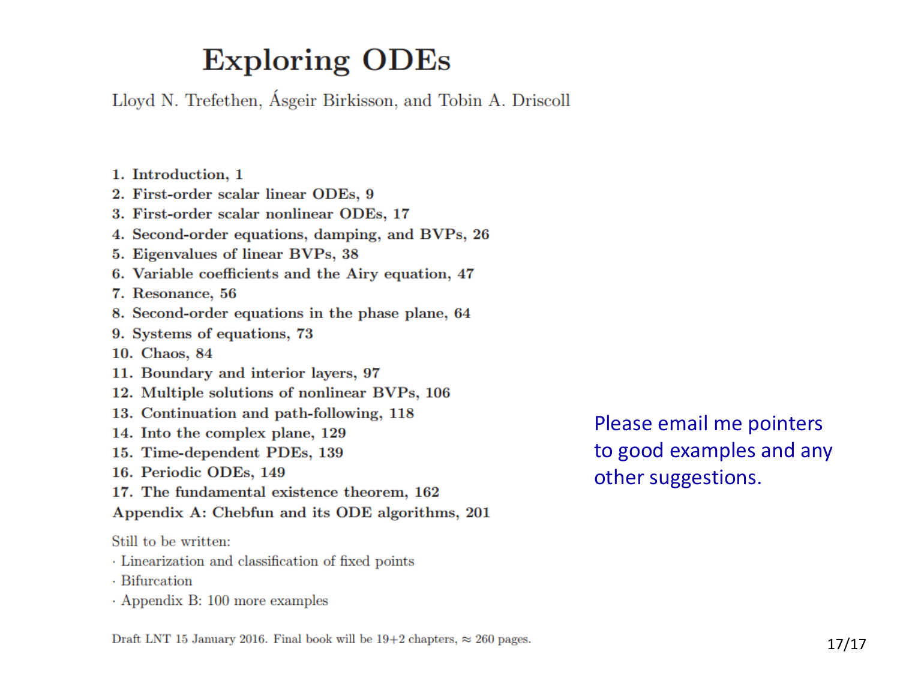# Exploring ODEs

Lloyd N. Trefethen, Ásgeir Birkisson, and Tobin A. Driscoll

1. Introduction, 1
2. First-order scalar linear ODEs, 9
3. First-order scalar nonlinear ODEs, 17
4. Second-order equations, damping, and BVPs, 26
5. Eigenvalues of linear BVPs, 38
6. Variable coefficients and the Airy equation, 47
7. Resonance, 56
8. Second-order equations in the phase plane, 64
9. Systems of equations, 73
10. Chaos, 84
11. Boundary and interior layers, 97
12. Multiple solutions of nonlinear BVPs, 106
13. Continuation and path-following, 118
14. Into the complex plane, 129
15. Time-dependent PDEs, 139
16. Periodic ODEs, 149
17. The fundamental existence theorem, 162

**Appendix A: Chebfun and its ODE algorithms, 201**

Still to be written:

· Linearization and classification of fixed points

· Bifurcation

· Appendix B: 100 more examples

Draft LNT 15 January 2016. Final book will be 19+2 chapters, ≈ 260 pages.

Please email me pointers to good examples and any other suggestions.